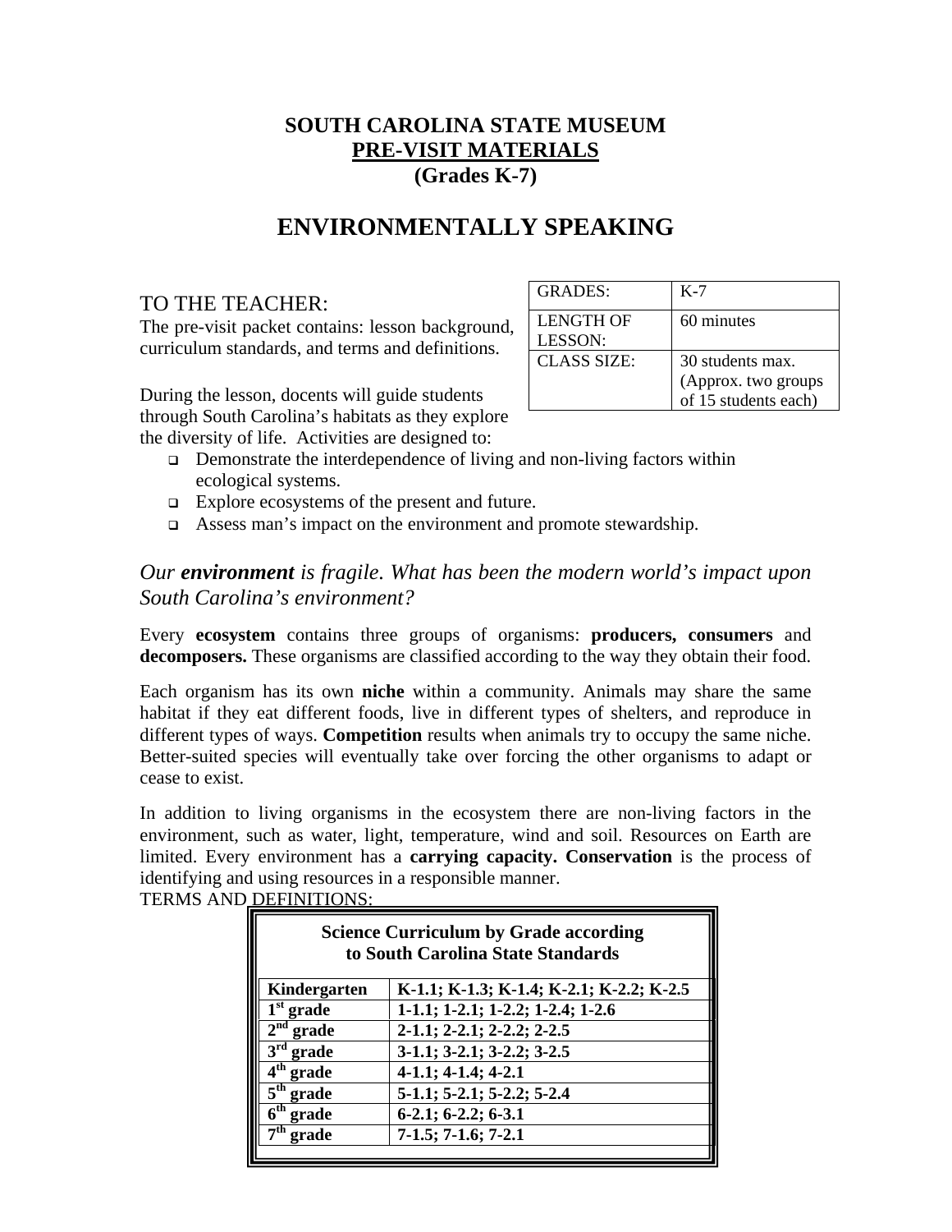# SOUTH CAROLINA STATE MUSEUM
## PRE-VISIT MATERIALS
### (Grades K-7)

# ENVIRONMENTALLY SPEAKING

| GRADES: | K-7 |
|---|---|
| LENGTH OF LESSON: | 60 minutes |
| CLASS SIZE: | 30 students max. (Approx. two groups of 15 students each) |

TO THE TEACHER:
The pre-visit packet contains: lesson background, curriculum standards, and terms and definitions.

During the lesson, docents will guide students through South Carolina's habitats as they explore the diversity of life. Activities are designed to:

- Demonstrate the interdependence of living and non-living factors within ecological systems.
- Explore ecosystems of the present and future.
- Assess man's impact on the environment and promote stewardship.

*Our **environment** is fragile. What has been the modern world's impact upon South Carolina's environment?*

Every **ecosystem** contains three groups of organisms: **producers, consumers** and **decomposers.** These organisms are classified according to the way they obtain their food.

Each organism has its own **niche** within a community. Animals may share the same habitat if they eat different foods, live in different types of shelters, and reproduce in different types of ways. **Competition** results when animals try to occupy the same niche. Better-suited species will eventually take over forcing the other organisms to adapt or cease to exist.

In addition to living organisms in the ecosystem there are non-living factors in the environment, such as water, light, temperature, wind and soil. Resources on Earth are limited. Every environment has a **carrying capacity. Conservation** is the process of identifying and using resources in a responsible manner.

TERMS AND DEFINITIONS:

**Science Curriculum by Grade according to South Carolina State Standards**

| Kindergarten | K-1.1; K-1.3; K-1.4; K-2.1; K-2.2; K-2.5 |
|---|---|
| 1st grade | 1-1.1; 1-2.1; 1-2.2; 1-2.4; 1-2.6 |
| 2nd grade | 2-1.1; 2-2.1; 2-2.2; 2-2.5 |
| 3rd grade | 3-1.1; 3-2.1; 3-2.2; 3-2.5 |
| 4th grade | 4-1.1; 4-1.4; 4-2.1 |
| 5th grade | 5-1.1; 5-2.1; 5-2.2; 5-2.4 |
| 6th grade | 6-2.1; 6-2.2; 6-3.1 |
| 7th grade | 7-1.5; 7-1.6; 7-2.1 |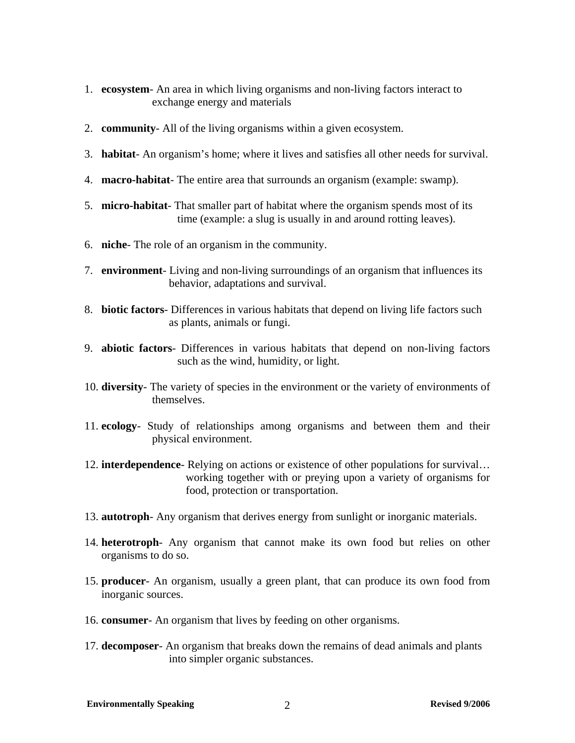1. **ecosystem**- An area in which living organisms and non-living factors interact to exchange energy and materials

2. **community**- All of the living organisms within a given ecosystem.

3. **habitat**- An organism's home; where it lives and satisfies all other needs for survival.

4. **macro-habitat**- The entire area that surrounds an organism (example: swamp).

5. **micro-habitat**- That smaller part of habitat where the organism spends most of its time (example: a slug is usually in and around rotting leaves).

6. **niche**- The role of an organism in the community.

7. **environment**- Living and non-living surroundings of an organism that influences its behavior, adaptations and survival.

8. **biotic factors**- Differences in various habitats that depend on living life factors such as plants, animals or fungi.

9. **abiotic factors**- Differences in various habitats that depend on non-living factors such as the wind, humidity, or light.

10. **diversity**- The variety of species in the environment or the variety of environments of themselves.

11. **ecology**- Study of relationships among organisms and between them and their physical environment.

12. **interdependence**- Relying on actions or existence of other populations for survival… working together with or preying upon a variety of organisms for food, protection or transportation.

13. **autotroph**- Any organism that derives energy from sunlight or inorganic materials.

14. **heterotroph**- Any organism that cannot make its own food but relies on other organisms to do so.

15. **producer**- An organism, usually a green plant, that can produce its own food from inorganic sources.

16. **consumer**- An organism that lives by feeding on other organisms.

17. **decomposer**- An organism that breaks down the remains of dead animals and plants into simpler organic substances.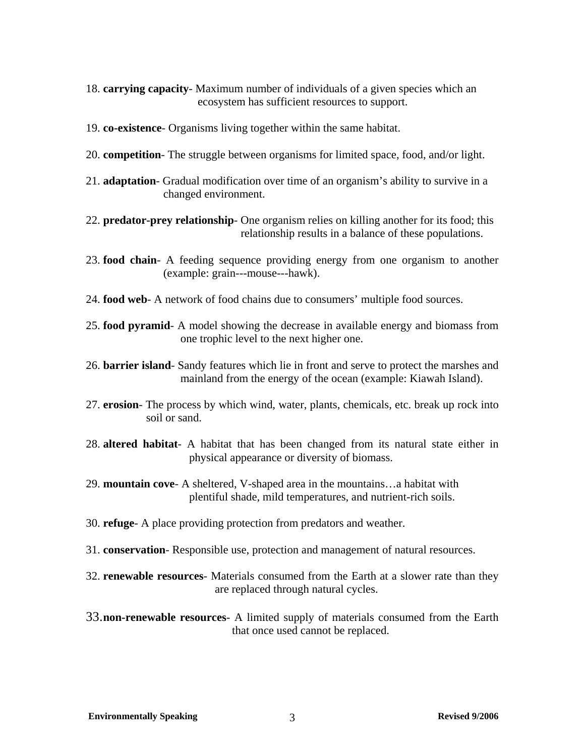18. **carrying capacity**- Maximum number of individuals of a given species which an ecosystem has sufficient resources to support.

19. **co-existence**- Organisms living together within the same habitat.

20. **competition**- The struggle between organisms for limited space, food, and/or light.

21. **adaptation**- Gradual modification over time of an organism's ability to survive in a changed environment.

22. **predator-prey relationship**- One organism relies on killing another for its food; this relationship results in a balance of these populations.

23. **food chain**- A feeding sequence providing energy from one organism to another (example: grain---mouse---hawk).

24. **food web**- A network of food chains due to consumers' multiple food sources.

25. **food pyramid**- A model showing the decrease in available energy and biomass from one trophic level to the next higher one.

26. **barrier island**- Sandy features which lie in front and serve to protect the marshes and mainland from the energy of the ocean (example: Kiawah Island).

27. **erosion**- The process by which wind, water, plants, chemicals, etc. break up rock into soil or sand.

28. **altered habitat**- A habitat that has been changed from its natural state either in physical appearance or diversity of biomass.

29. **mountain cove**- A sheltered, V-shaped area in the mountains…a habitat with plentiful shade, mild temperatures, and nutrient-rich soils.

30. **refuge**- A place providing protection from predators and weather.

31. **conservation**- Responsible use, protection and management of natural resources.

32. **renewable resources**- Materials consumed from the Earth at a slower rate than they are replaced through natural cycles.

33. **non-renewable resources**- A limited supply of materials consumed from the Earth that once used cannot be replaced.